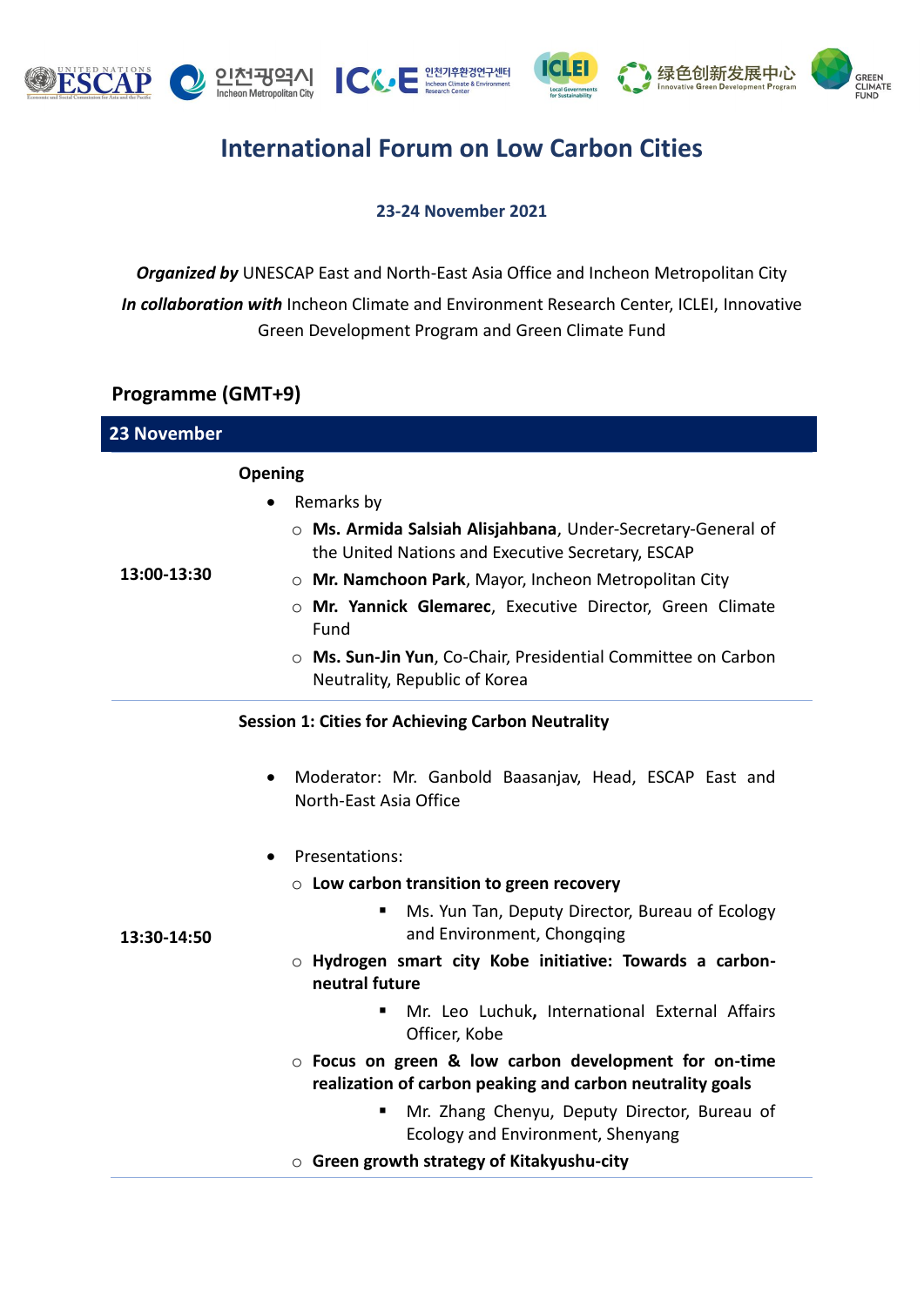# International Forum on Low Carbon Cities

**23-24 November 2021**

***Organized by*** UNESCAP East and North-East Asia Office and Incheon Metropolitan City

***In collaboration with*** Incheon Climate and Environment Research Center, ICLEI, Innovative Green Development Program and Green Climate Fund

## Programme (GMT+9)

| 23 November | |
|---|---|
| **13:00-13:30** | **Opening**<br>• Remarks by<br>○ **Ms. Armida Salsiah Alisjahbana**, Under-Secretary-General of the United Nations and Executive Secretary, ESCAP<br>○ **Mr. Namchoon Park**, Mayor, Incheon Metropolitan City<br>○ **Mr. Yannick Glemarec**, Executive Director, Green Climate Fund<br>○ **Ms. Sun-Jin Yun**, Co-Chair, Presidential Committee on Carbon Neutrality, Republic of Korea |
| **13:30-14:50** | **Session 1: Cities for Achieving Carbon Neutrality**<br>• Moderator: Mr. Ganbold Baasanjav, Head, ESCAP East and North-East Asia Office<br>• Presentations:<br>○ **Low carbon transition to green recovery**<br>▪ Ms. Yun Tan, Deputy Director, Bureau of Ecology and Environment, Chongqing<br>○ **Hydrogen smart city Kobe initiative: Towards a carbon-neutral future**<br>▪ Mr. Leo Luchuk**,** International External Affairs Officer, Kobe<br>○ **Focus on green & low carbon development for on-time realization of carbon peaking and carbon neutrality goals**<br>▪ Mr. Zhang Chenyu, Deputy Director, Bureau of Ecology and Environment, Shenyang<br>○ **Green growth strategy of Kitakyushu-city** |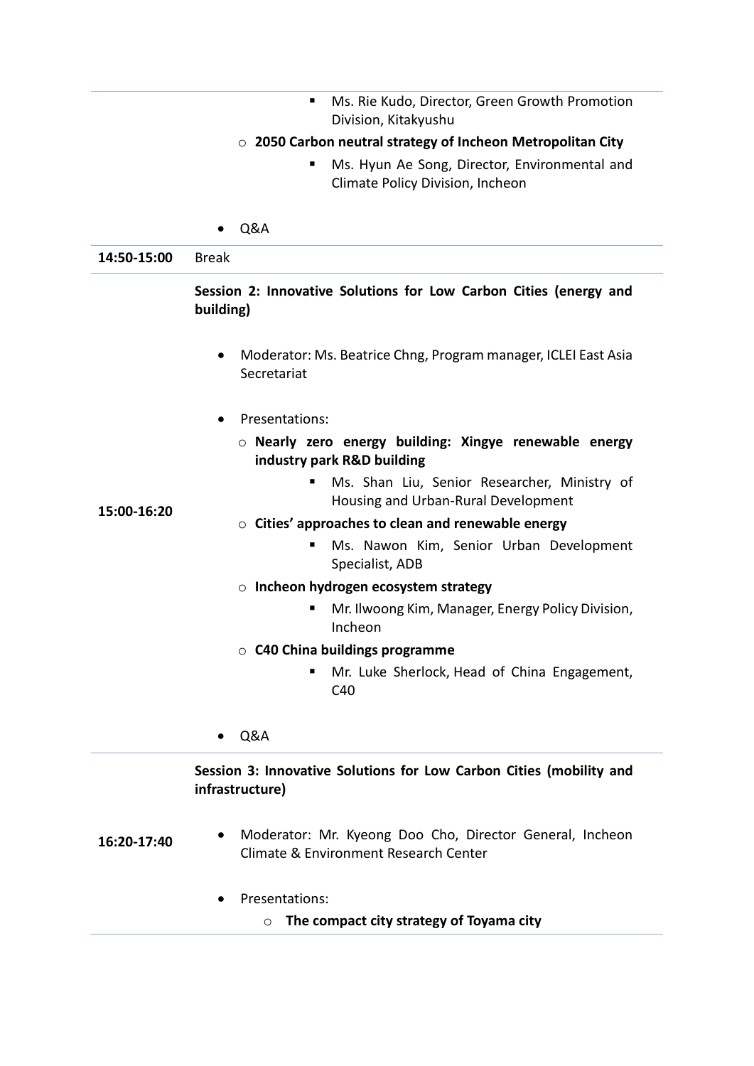| | |
|---|---|
| | - Ms. Rie Kudo, Director, Green Growth Promotion Division, Kitakyushu<br>- **2050 Carbon neutral strategy of Incheon Metropolitan City**<br>  - Ms. Hyun Ae Song, Director, Environmental and Climate Policy Division, Incheon<br>- Q&A |
| **14:50-15:00** | Break |
| **15:00-16:20** | **Session 2: Innovative Solutions for Low Carbon Cities (energy and building)**<br>- Moderator: Ms. Beatrice Chng, Program manager, ICLEI East Asia Secretariat<br>- Presentations:<br>  - **Nearly zero energy building: Xingye renewable energy industry park R&D building**<br>    - Ms. Shan Liu, Senior Researcher, Ministry of Housing and Urban-Rural Development<br>  - **Cities' approaches to clean and renewable energy**<br>    - Ms. Nawon Kim, Senior Urban Development Specialist, ADB<br>  - **Incheon hydrogen ecosystem strategy**<br>    - Mr. Ilwoong Kim, Manager, Energy Policy Division, Incheon<br>  - **C40 China buildings programme**<br>    - Mr. Luke Sherlock, Head of China Engagement, C40<br>- Q&A |
| **16:20-17:40** | **Session 3: Innovative Solutions for Low Carbon Cities (mobility and infrastructure)**<br>- Moderator: Mr. Kyeong Doo Cho, Director General, Incheon Climate & Environment Research Center<br>- Presentations:<br>  - **The compact city strategy of Toyama city** |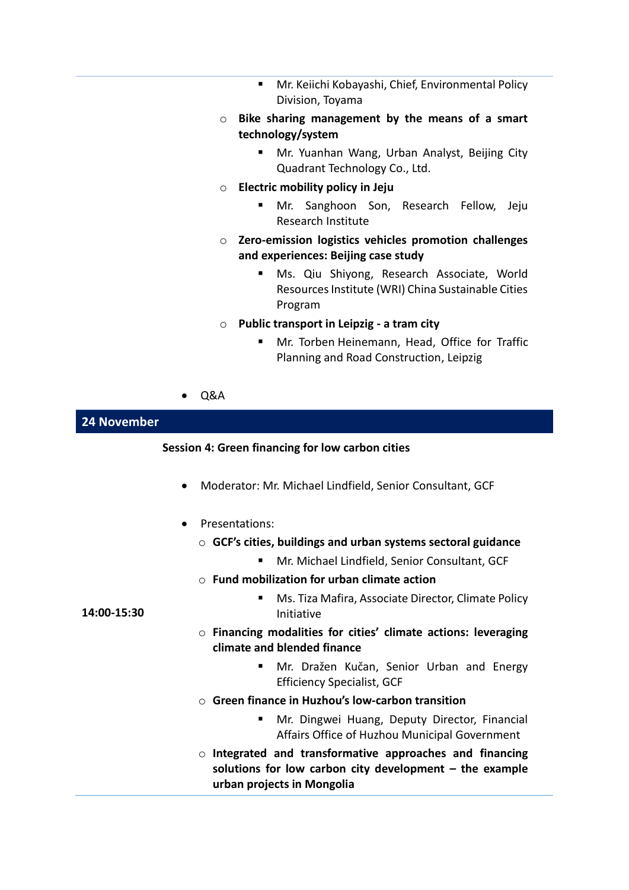- Mr. Keiichi Kobayashi, Chief, Environmental Policy Division, Toyama

- **Bike sharing management by the means of a smart technology/system**
  - Mr. Yuanhan Wang, Urban Analyst, Beijing City Quadrant Technology Co., Ltd.
- **Electric mobility policy in Jeju**
  - Mr. Sanghoon Son, Research Fellow, Jeju Research Institute
- **Zero-emission logistics vehicles promotion challenges and experiences: Beijing case study**
  - Ms. Qiu Shiyong, Research Associate, World Resources Institute (WRI) China Sustainable Cities Program
- **Public transport in Leipzig - a tram city**
  - Mr. Torben Heinemann, Head, Office for Traffic Planning and Road Construction, Leipzig

- Q&A

## 24 November

**14:00-15:30**

**Session 4: Green financing for low carbon cities**

- Moderator: Mr. Michael Lindfield, Senior Consultant, GCF

- Presentations:
  - **GCF's cities, buildings and urban systems sectoral guidance**
    - Mr. Michael Lindfield, Senior Consultant, GCF
  - **Fund mobilization for urban climate action**
    - Ms. Tiza Mafira, Associate Director, Climate Policy Initiative
  - **Financing modalities for cities' climate actions: leveraging climate and blended finance**
    - Mr. Dražen Kučan, Senior Urban and Energy Efficiency Specialist, GCF
  - **Green finance in Huzhou's low-carbon transition**
    - Mr. Dingwei Huang, Deputy Director, Financial Affairs Office of Huzhou Municipal Government
  - **Integrated and transformative approaches and financing solutions for low carbon city development – the example urban projects in Mongolia**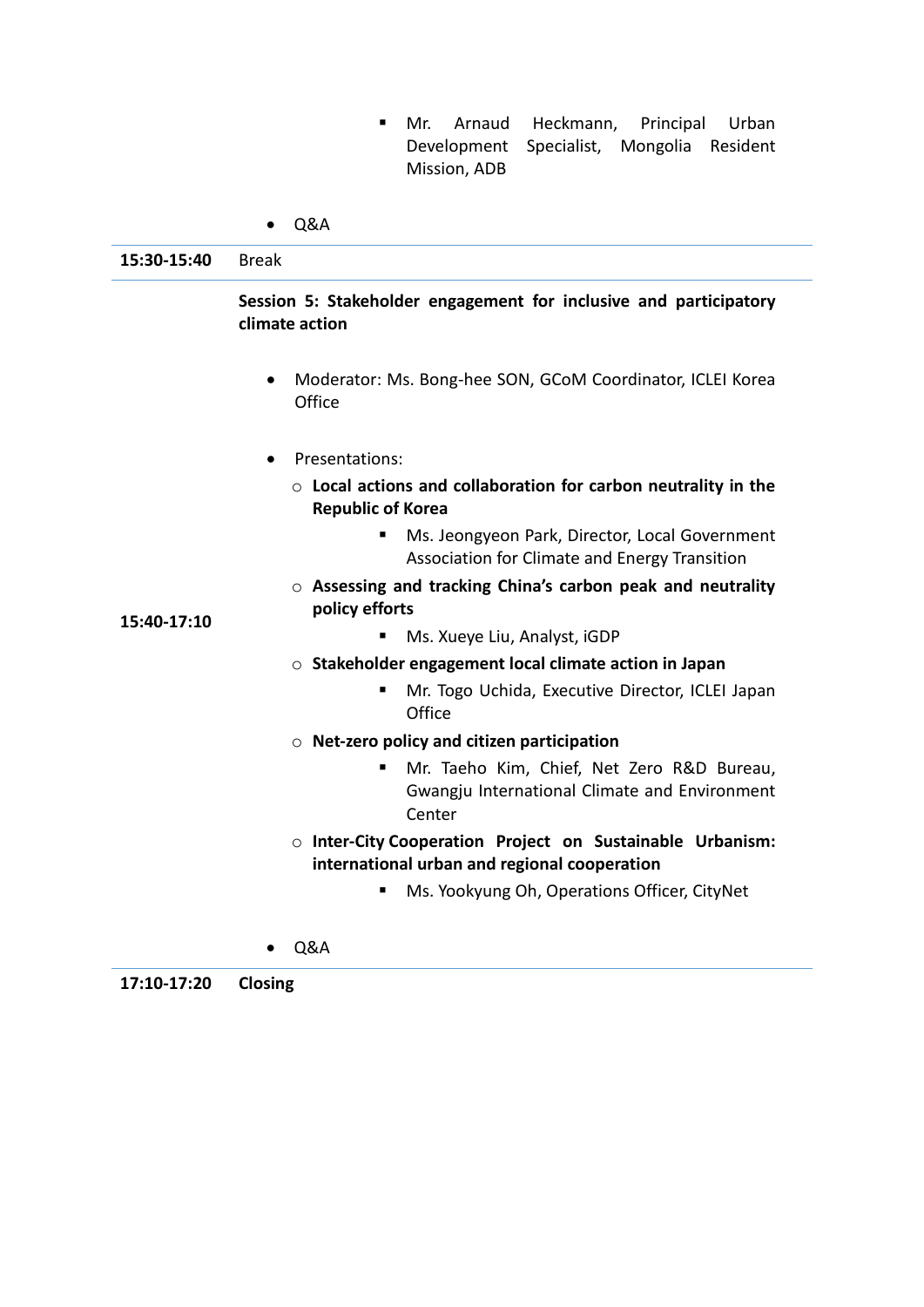| | |
|---|---|
| | - Mr. Arnaud Heckmann, Principal Urban Development Specialist, Mongolia Resident Mission, ADB<br><br>• Q&A |
| **15:30-15:40** | Break |
| **15:40-17:10** | **Session 5: Stakeholder engagement for inclusive and participatory climate action**<br><br>• Moderator: Ms. Bong-hee SON, GCoM Coordinator, ICLEI Korea Office<br><br>• Presentations:<br>  ○ **Local actions and collaboration for carbon neutrality in the Republic of Korea**<br>    - Ms. Jeongyeon Park, Director, Local Government Association for Climate and Energy Transition<br>  ○ **Assessing and tracking China's carbon peak and neutrality policy efforts**<br>    - Ms. Xueye Liu, Analyst, iGDP<br>  ○ **Stakeholder engagement local climate action in Japan**<br>    - Mr. Togo Uchida, Executive Director, ICLEI Japan Office<br>  ○ **Net-zero policy and citizen participation**<br>    - Mr. Taeho Kim, Chief, Net Zero R&D Bureau, Gwangju International Climate and Environment Center<br>  ○ **Inter-City Cooperation Project on Sustainable Urbanism: international urban and regional cooperation**<br>    - Ms. Yookyung Oh, Operations Officer, CityNet<br><br>• Q&A |
| **17:10-17:20** | **Closing** |